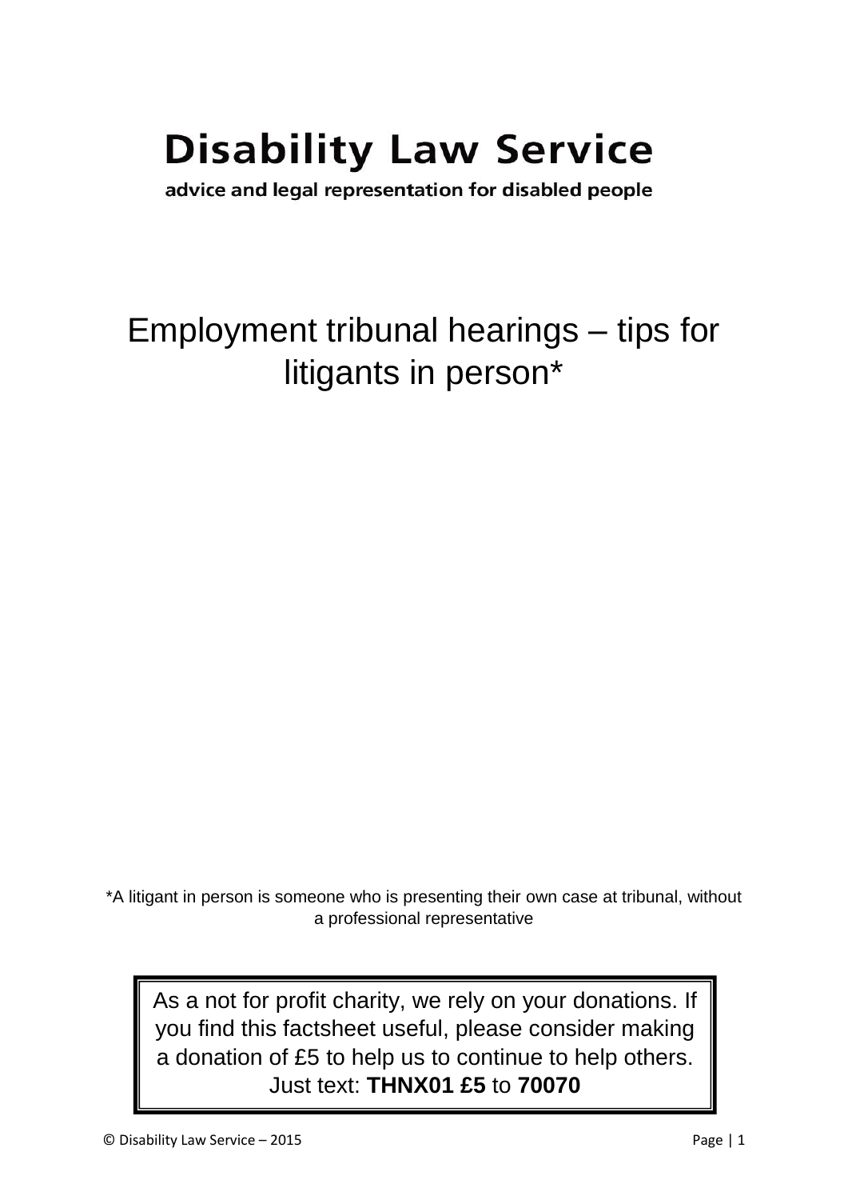# Disability Law Service

**advice and legal representation for disabled people**

## Employment tribunal hearings – tips for litigants in person*

*A litigant in person is someone who is presenting their own case at tribunal, without a professional representative

As a not for profit charity, we rely on your donations. If you find this factsheet useful, please consider making a donation of £5 to help us to continue to help others. Just text: **THNX01 £5** to **70070**

© Disability Law Service – 2015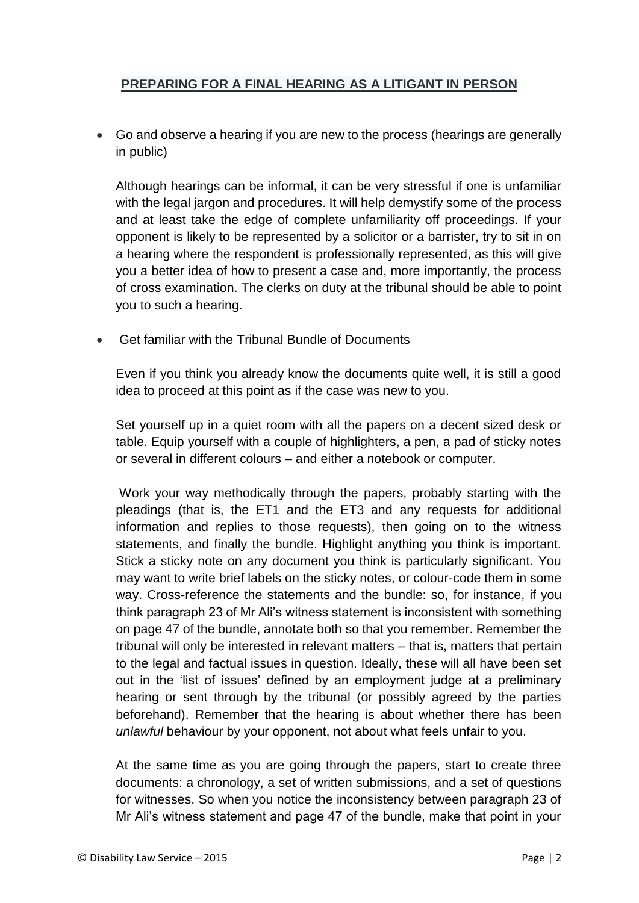## PREPARING FOR A FINAL HEARING AS A LITIGANT IN PERSON

- Go and observe a hearing if you are new to the process (hearings are generally in public)

  Although hearings can be informal, it can be very stressful if one is unfamiliar with the legal jargon and procedures. It will help demystify some of the process and at least take the edge of complete unfamiliarity off proceedings. If your opponent is likely to be represented by a solicitor or a barrister, try to sit in on a hearing where the respondent is professionally represented, as this will give you a better idea of how to present a case and, more importantly, the process of cross examination. The clerks on duty at the tribunal should be able to point you to such a hearing.

- Get familiar with the Tribunal Bundle of Documents

  Even if you think you already know the documents quite well, it is still a good idea to proceed at this point as if the case was new to you.

  Set yourself up in a quiet room with all the papers on a decent sized desk or table. Equip yourself with a couple of highlighters, a pen, a pad of sticky notes or several in different colours – and either a notebook or computer.

  Work your way methodically through the papers, probably starting with the pleadings (that is, the ET1 and the ET3 and any requests for additional information and replies to those requests), then going on to the witness statements, and finally the bundle. Highlight anything you think is important. Stick a sticky note on any document you think is particularly significant. You may want to write brief labels on the sticky notes, or colour-code them in some way. Cross-reference the statements and the bundle: so, for instance, if you think paragraph 23 of Mr Ali's witness statement is inconsistent with something on page 47 of the bundle, annotate both so that you remember. Remember the tribunal will only be interested in relevant matters – that is, matters that pertain to the legal and factual issues in question. Ideally, these will all have been set out in the 'list of issues' defined by an employment judge at a preliminary hearing or sent through by the tribunal (or possibly agreed by the parties beforehand). Remember that the hearing is about whether there has been *unlawful* behaviour by your opponent, not about what feels unfair to you.

  At the same time as you are going through the papers, start to create three documents: a chronology, a set of written submissions, and a set of questions for witnesses. So when you notice the inconsistency between paragraph 23 of Mr Ali's witness statement and page 47 of the bundle, make that point in your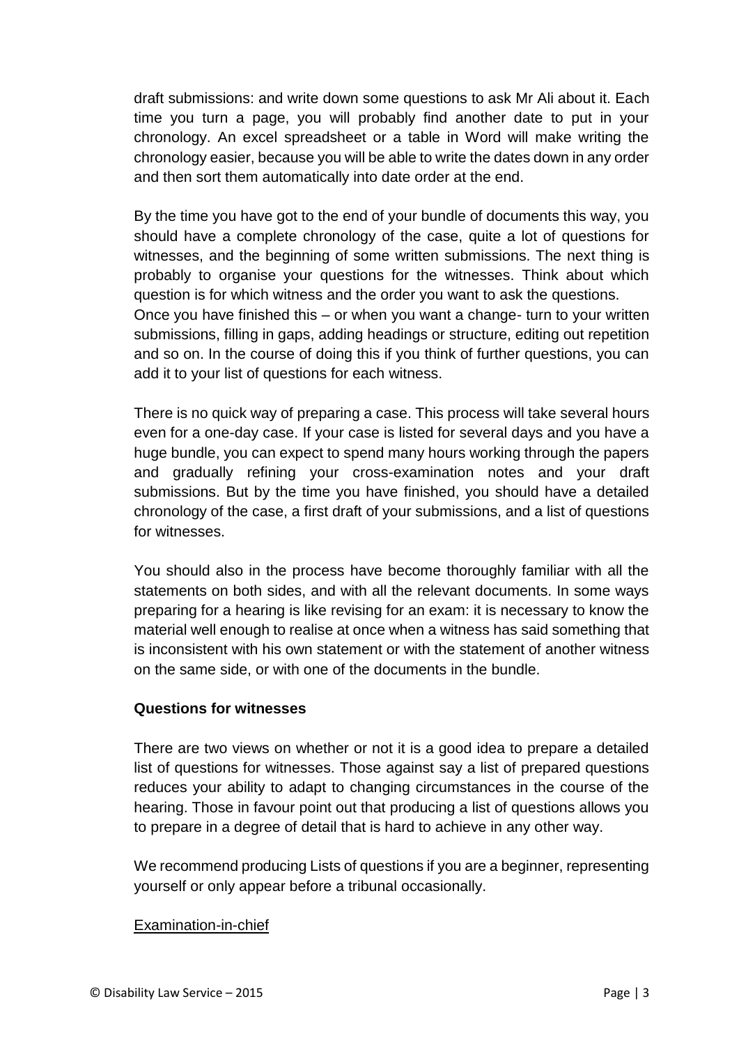draft submissions: and write down some questions to ask Mr Ali about it. Each time you turn a page, you will probably find another date to put in your chronology. An excel spreadsheet or a table in Word will make writing the chronology easier, because you will be able to write the dates down in any order and then sort them automatically into date order at the end.

By the time you have got to the end of your bundle of documents this way, you should have a complete chronology of the case, quite a lot of questions for witnesses, and the beginning of some written submissions. The next thing is probably to organise your questions for the witnesses. Think about which question is for which witness and the order you want to ask the questions.
Once you have finished this – or when you want a change- turn to your written submissions, filling in gaps, adding headings or structure, editing out repetition and so on. In the course of doing this if you think of further questions, you can add it to your list of questions for each witness.

There is no quick way of preparing a case. This process will take several hours even for a one-day case. If your case is listed for several days and you have a huge bundle, you can expect to spend many hours working through the papers and gradually refining your cross-examination notes and your draft submissions. But by the time you have finished, you should have a detailed chronology of the case, a first draft of your submissions, and a list of questions for witnesses.

You should also in the process have become thoroughly familiar with all the statements on both sides, and with all the relevant documents. In some ways preparing for a hearing is like revising for an exam: it is necessary to know the material well enough to realise at once when a witness has said something that is inconsistent with his own statement or with the statement of another witness on the same side, or with one of the documents in the bundle.

**Questions for witnesses**

There are two views on whether or not it is a good idea to prepare a detailed list of questions for witnesses. Those against say a list of prepared questions reduces your ability to adapt to changing circumstances in the course of the hearing. Those in favour point out that producing a list of questions allows you to prepare in a degree of detail that is hard to achieve in any other way.

We recommend producing Lists of questions if you are a beginner, representing yourself or only appear before a tribunal occasionally.

<u>Examination-in-chief</u>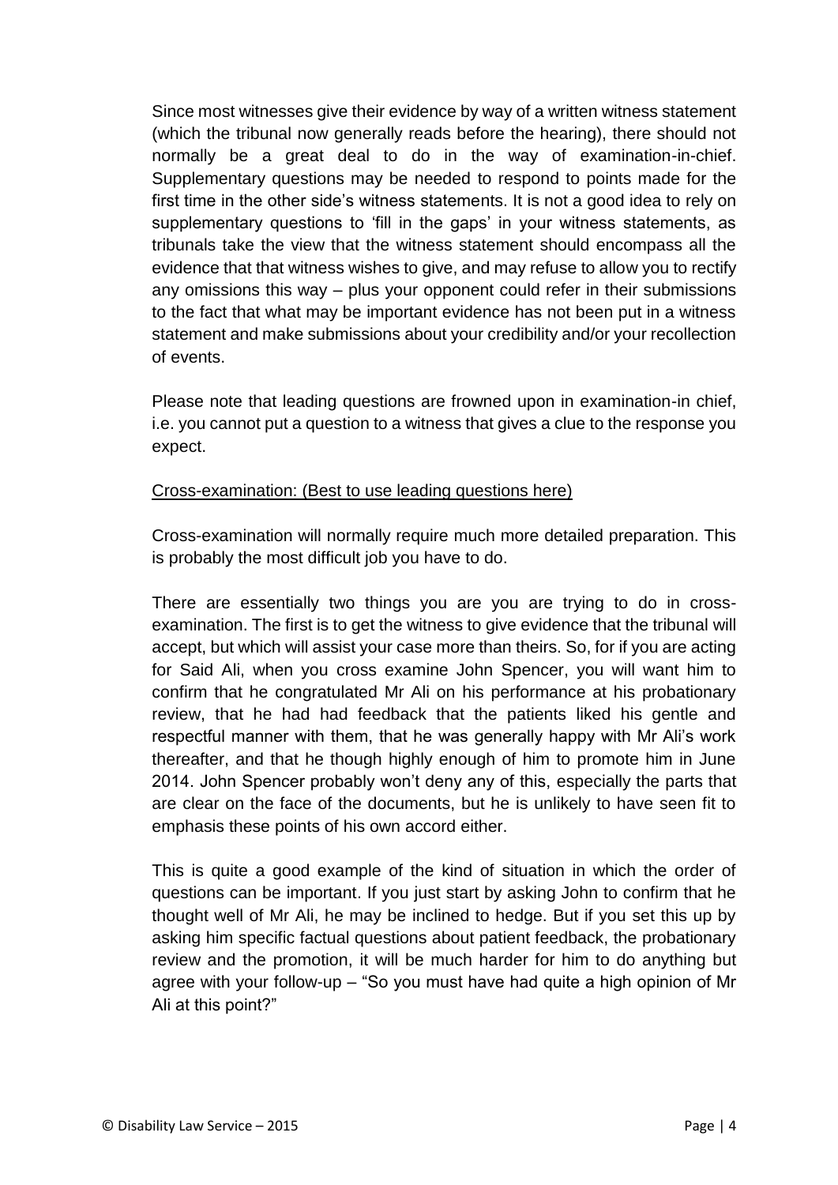Since most witnesses give their evidence by way of a written witness statement (which the tribunal now generally reads before the hearing), there should not normally be a great deal to do in the way of examination-in-chief. Supplementary questions may be needed to respond to points made for the first time in the other side's witness statements. It is not a good idea to rely on supplementary questions to 'fill in the gaps' in your witness statements, as tribunals take the view that the witness statement should encompass all the evidence that that witness wishes to give, and may refuse to allow you to rectify any omissions this way – plus your opponent could refer in their submissions to the fact that what may be important evidence has not been put in a witness statement and make submissions about your credibility and/or your recollection of events.

Please note that leading questions are frowned upon in examination-in chief, i.e. you cannot put a question to a witness that gives a clue to the response you expect.

<u>Cross-examination: (Best to use leading questions here)</u>

Cross-examination will normally require much more detailed preparation. This is probably the most difficult job you have to do.

There are essentially two things you are you are trying to do in cross-examination. The first is to get the witness to give evidence that the tribunal will accept, but which will assist your case more than theirs. So, for if you are acting for Said Ali, when you cross examine John Spencer, you will want him to confirm that he congratulated Mr Ali on his performance at his probationary review, that he had had feedback that the patients liked his gentle and respectful manner with them, that he was generally happy with Mr Ali's work thereafter, and that he though highly enough of him to promote him in June 2014. John Spencer probably won't deny any of this, especially the parts that are clear on the face of the documents, but he is unlikely to have seen fit to emphasis these points of his own accord either.

This is quite a good example of the kind of situation in which the order of questions can be important. If you just start by asking John to confirm that he thought well of Mr Ali, he may be inclined to hedge. But if you set this up by asking him specific factual questions about patient feedback, the probationary review and the promotion, it will be much harder for him to do anything but agree with your follow-up – "So you must have had quite a high opinion of Mr Ali at this point?"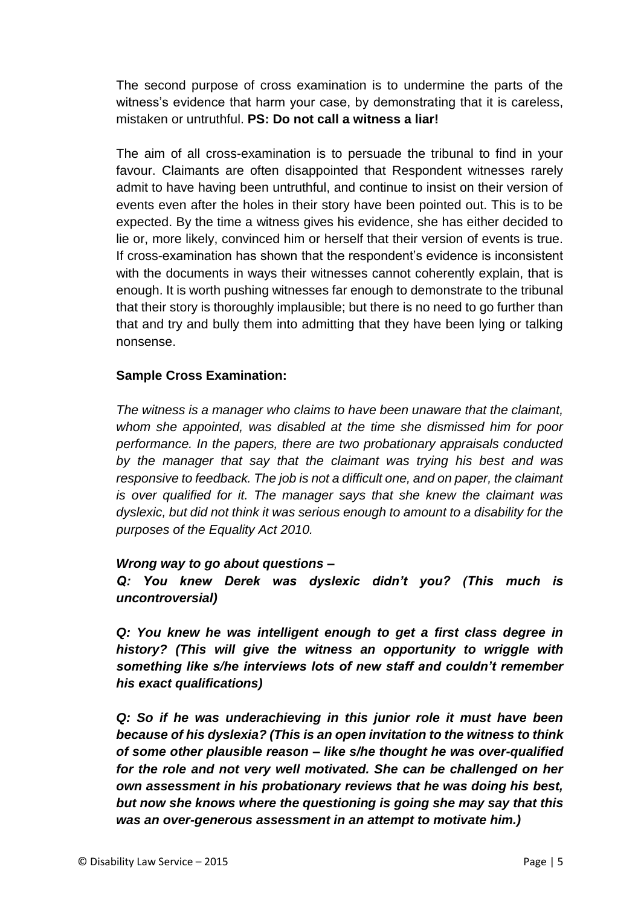The second purpose of cross examination is to undermine the parts of the witness's evidence that harm your case, by demonstrating that it is careless, mistaken or untruthful. **PS: Do not call a witness a liar!**

The aim of all cross-examination is to persuade the tribunal to find in your favour. Claimants are often disappointed that Respondent witnesses rarely admit to have having been untruthful, and continue to insist on their version of events even after the holes in their story have been pointed out. This is to be expected. By the time a witness gives his evidence, she has either decided to lie or, more likely, convinced him or herself that their version of events is true. If cross-examination has shown that the respondent's evidence is inconsistent with the documents in ways their witnesses cannot coherently explain, that is enough. It is worth pushing witnesses far enough to demonstrate to the tribunal that their story is thoroughly implausible; but there is no need to go further than that and try and bully them into admitting that they have been lying or talking nonsense.

**Sample Cross Examination:**

*The witness is a manager who claims to have been unaware that the claimant, whom she appointed, was disabled at the time she dismissed him for poor performance. In the papers, there are two probationary appraisals conducted by the manager that say that the claimant was trying his best and was responsive to feedback. The job is not a difficult one, and on paper, the claimant is over qualified for it. The manager says that she knew the claimant was dyslexic, but did not think it was serious enough to amount to a disability for the purposes of the Equality Act 2010.*

***Wrong way to go about questions –***

***Q: You knew Derek was dyslexic didn't you? (This much is uncontroversial)***

***Q: You knew he was intelligent enough to get a first class degree in history? (This will give the witness an opportunity to wriggle with something like s/he interviews lots of new staff and couldn't remember his exact qualifications)***

***Q: So if he was underachieving in this junior role it must have been because of his dyslexia? (This is an open invitation to the witness to think of some other plausible reason – like s/he thought he was over-qualified for the role and not very well motivated. She can be challenged on her own assessment in his probationary reviews that he was doing his best, but now she knows where the questioning is going she may say that this was an over-generous assessment in an attempt to motivate him.)***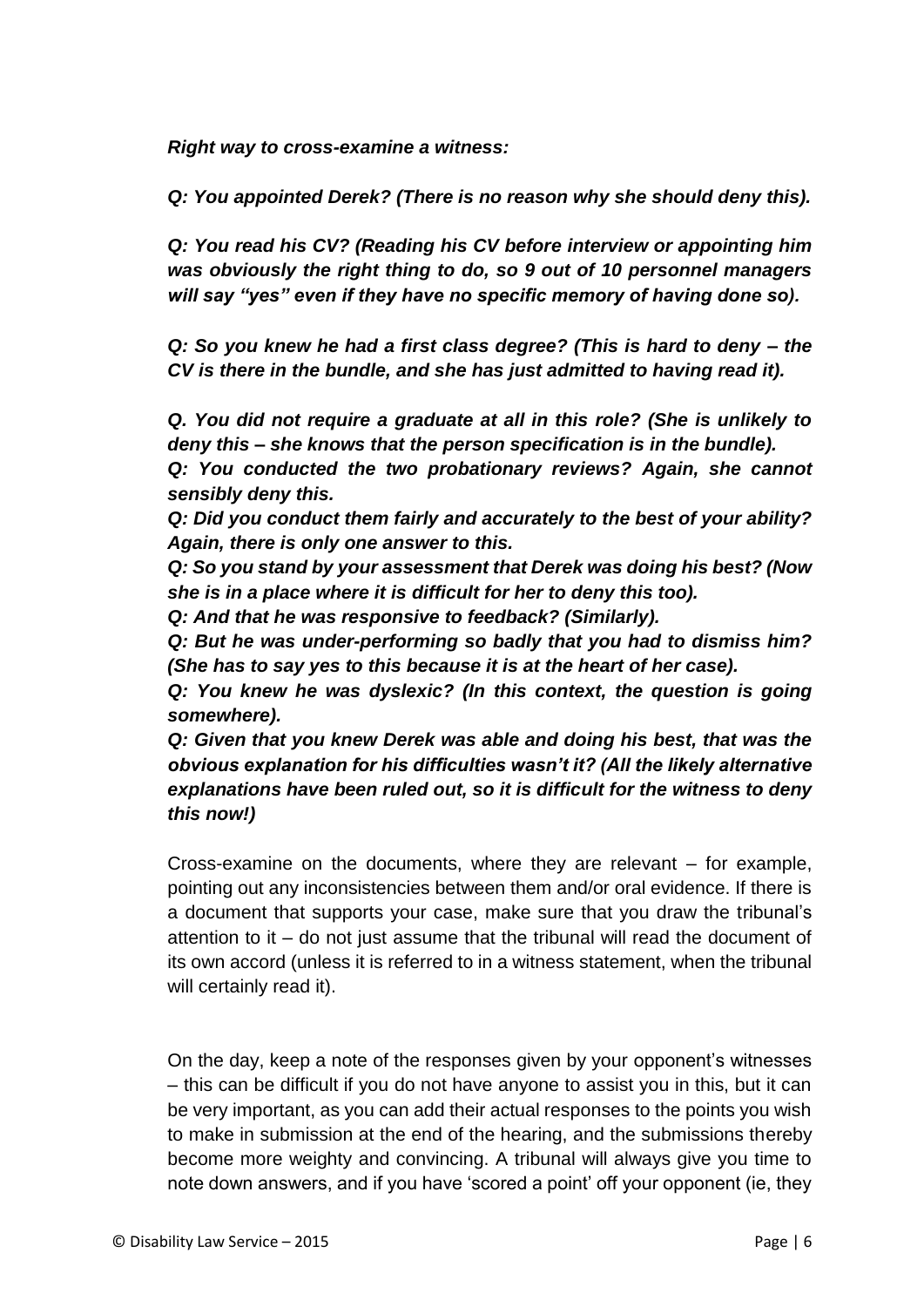***Right way to cross-examine a witness:***

***Q: You appointed Derek? (There is no reason why she should deny this).***

***Q: You read his CV? (Reading his CV before interview or appointing him was obviously the right thing to do, so 9 out of 10 personnel managers will say "yes" even if they have no specific memory of having done so).***

***Q: So you knew he had a first class degree? (This is hard to deny – the CV is there in the bundle, and she has just admitted to having read it).***

***Q. You did not require a graduate at all in this role? (She is unlikely to deny this – she knows that the person specification is in the bundle).***

***Q: You conducted the two probationary reviews? Again, she cannot sensibly deny this.***

***Q: Did you conduct them fairly and accurately to the best of your ability? Again, there is only one answer to this.***

***Q: So you stand by your assessment that Derek was doing his best? (Now she is in a place where it is difficult for her to deny this too).***

***Q: And that he was responsive to feedback? (Similarly).***

***Q: But he was under-performing so badly that you had to dismiss him? (She has to say yes to this because it is at the heart of her case).***

***Q: You knew he was dyslexic? (In this context, the question is going somewhere).***

***Q: Given that you knew Derek was able and doing his best, that was the obvious explanation for his difficulties wasn't it? (All the likely alternative explanations have been ruled out, so it is difficult for the witness to deny this now!)***

Cross-examine on the documents, where they are relevant – for example, pointing out any inconsistencies between them and/or oral evidence. If there is a document that supports your case, make sure that you draw the tribunal's attention to it – do not just assume that the tribunal will read the document of its own accord (unless it is referred to in a witness statement, when the tribunal will certainly read it).

On the day, keep a note of the responses given by your opponent's witnesses – this can be difficult if you do not have anyone to assist you in this, but it can be very important, as you can add their actual responses to the points you wish to make in submission at the end of the hearing, and the submissions thereby become more weighty and convincing. A tribunal will always give you time to note down answers, and if you have 'scored a point' off your opponent (ie, they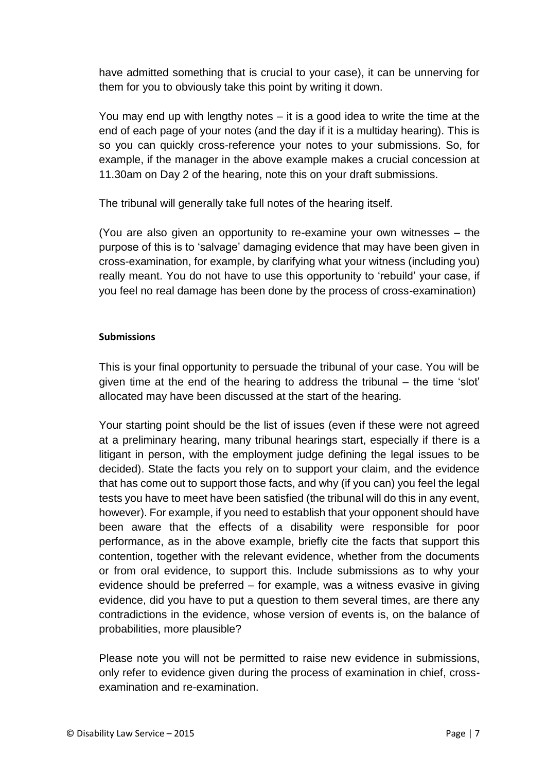have admitted something that is crucial to your case), it can be unnerving for them for you to obviously take this point by writing it down.

You may end up with lengthy notes – it is a good idea to write the time at the end of each page of your notes (and the day if it is a multiday hearing). This is so you can quickly cross-reference your notes to your submissions. So, for example, if the manager in the above example makes a crucial concession at 11.30am on Day 2 of the hearing, note this on your draft submissions.

The tribunal will generally take full notes of the hearing itself.

(You are also given an opportunity to re-examine your own witnesses – the purpose of this is to 'salvage' damaging evidence that may have been given in cross-examination, for example, by clarifying what your witness (including you) really meant. You do not have to use this opportunity to 'rebuild' your case, if you feel no real damage has been done by the process of cross-examination)

**Submissions**

This is your final opportunity to persuade the tribunal of your case. You will be given time at the end of the hearing to address the tribunal – the time 'slot' allocated may have been discussed at the start of the hearing.

Your starting point should be the list of issues (even if these were not agreed at a preliminary hearing, many tribunal hearings start, especially if there is a litigant in person, with the employment judge defining the legal issues to be decided). State the facts you rely on to support your claim, and the evidence that has come out to support those facts, and why (if you can) you feel the legal tests you have to meet have been satisfied (the tribunal will do this in any event, however). For example, if you need to establish that your opponent should have been aware that the effects of a disability were responsible for poor performance, as in the above example, briefly cite the facts that support this contention, together with the relevant evidence, whether from the documents or from oral evidence, to support this. Include submissions as to why your evidence should be preferred – for example, was a witness evasive in giving evidence, did you have to put a question to them several times, are there any contradictions in the evidence, whose version of events is, on the balance of probabilities, more plausible?

Please note you will not be permitted to raise new evidence in submissions, only refer to evidence given during the process of examination in chief, cross-examination and re-examination.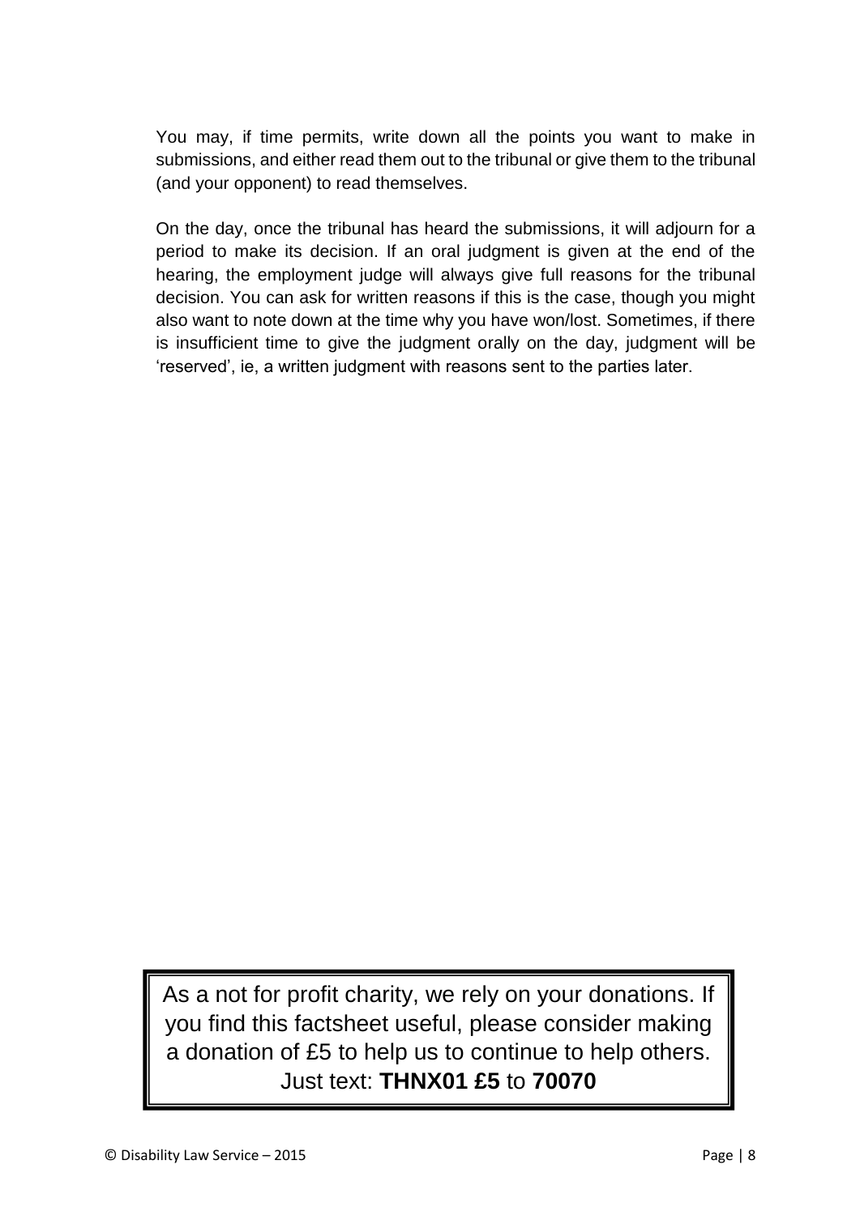You may, if time permits, write down all the points you want to make in submissions, and either read them out to the tribunal or give them to the tribunal (and your opponent) to read themselves.

On the day, once the tribunal has heard the submissions, it will adjourn for a period to make its decision. If an oral judgment is given at the end of the hearing, the employment judge will always give full reasons for the tribunal decision. You can ask for written reasons if this is the case, though you might also want to note down at the time why you have won/lost. Sometimes, if there is insufficient time to give the judgment orally on the day, judgment will be 'reserved', ie, a written judgment with reasons sent to the parties later.

As a not for profit charity, we rely on your donations. If you find this factsheet useful, please consider making a donation of £5 to help us to continue to help others. Just text: **THNX01 £5** to **70070**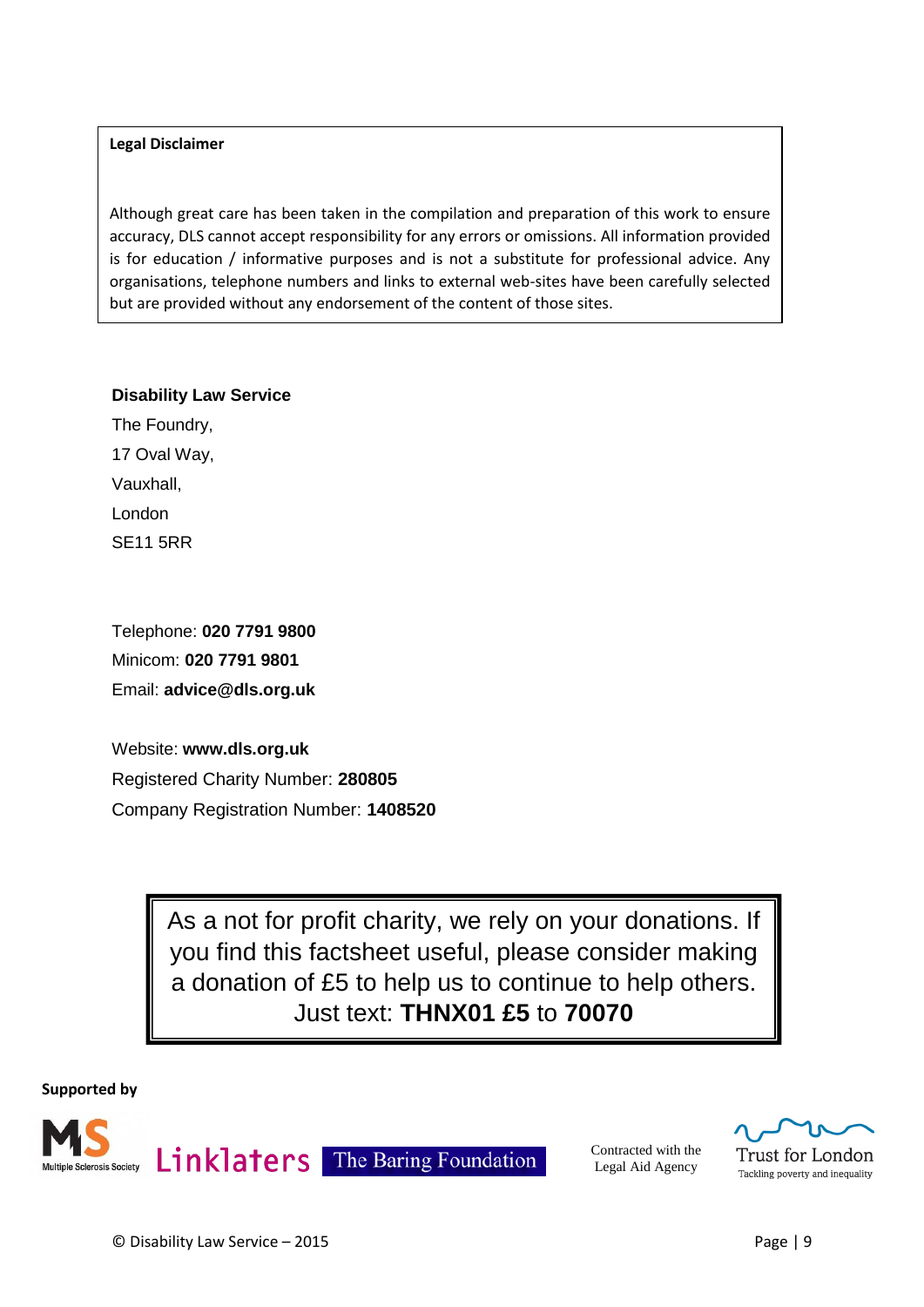**Legal Disclaimer**

Although great care has been taken in the compilation and preparation of this work to ensure accuracy, DLS cannot accept responsibility for any errors or omissions. All information provided is for education / informative purposes and is not a substitute for professional advice. Any organisations, telephone numbers and links to external web-sites have been carefully selected but are provided without any endorsement of the content of those sites.

**Disability Law Service**
The Foundry,
17 Oval Way,
Vauxhall,
London
SE11 5RR

Telephone: **020 7791 9800**
Minicom: **020 7791 9801**
Email: **advice@dls.org.uk**

Website: **www.dls.org.uk**
Registered Charity Number: **280805**
Company Registration Number: **1408520**

As a not for profit charity, we rely on your donations. If you find this factsheet useful, please consider making a donation of £5 to help us to continue to help others. Just text: **THNX01 £5** to **70070**

**Supported by**

MS Multiple Sclerosis Society

Linklaters

The Baring Foundation

Contracted with the Legal Aid Agency

Trust for London
Tackling poverty and inequality

© Disability Law Service – 2015